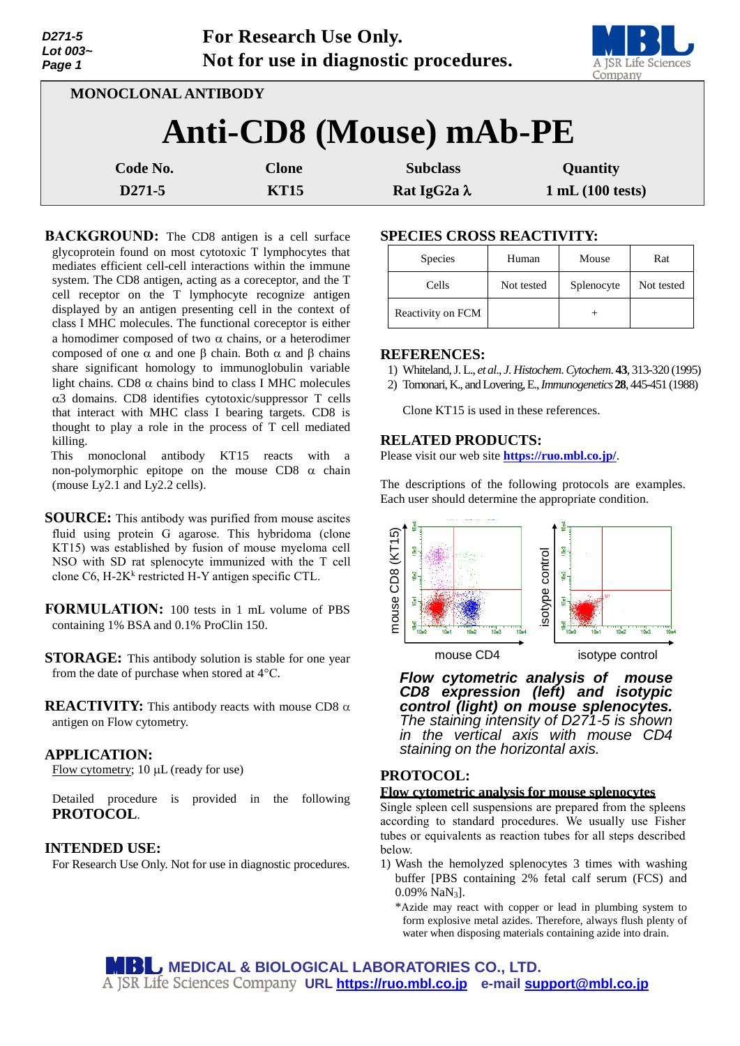D271-5
Lot 003~

**For Research Use Only.**
**Not for use in diagnostic procedures.**

MONOCLONAL ANTIBODY

# Anti-CD8 (Mouse) mAb-PE

| Code No. | Clone | Subclass | Quantity |
|---|---|---|---|
| D271-5 | KT15 | Rat IgG2a λ | 1 mL (100 tests) |

**BACKGROUND:** The CD8 antigen is a cell surface glycoprotein found on most cytotoxic T lymphocytes that mediates efficient cell-cell interactions within the immune system. The CD8 antigen, acting as a coreceptor, and the T cell receptor on the T lymphocyte recognize antigen displayed by an antigen presenting cell in the context of class I MHC molecules. The functional coreceptor is either a homodimer composed of two α chains, or a heterodimer composed of one α and one β chain. Both α and β chains share significant homology to immunoglobulin variable light chains. CD8 α chains bind to class I MHC molecules α3 domains. CD8 identifies cytotoxic/suppressor T cells that interact with MHC class I bearing targets. CD8 is thought to play a role in the process of T cell mediated killing.

This monoclonal antibody KT15 reacts with a non-polymorphic epitope on the mouse CD8 α chain (mouse Ly2.1 and Ly2.2 cells).

**SOURCE:** This antibody was purified from mouse ascites fluid using protein G agarose. This hybridoma (clone KT15) was established by fusion of mouse myeloma cell NSO with SD rat splenocyte immunized with the T cell clone C6, H-2K$^k$ restricted H-Y antigen specific CTL.

**FORMULATION:** 100 tests in 1 mL volume of PBS containing 1% BSA and 0.1% ProClin 150.

**STORAGE:** This antibody solution is stable for one year from the date of purchase when stored at 4°C.

**REACTIVITY:** This antibody reacts with mouse CD8 α antigen on Flow cytometry.

**APPLICATION:**

Flow cytometry; 10 µL (ready for use)

Detailed procedure is provided in the following **PROTOCOL**.

**INTENDED USE:**

For Research Use Only. Not for use in diagnostic procedures.

**SPECIES CROSS REACTIVITY:**

| Species | Human | Mouse | Rat |
|---|---|---|---|
| Cells | Not tested | Splenocyte | Not tested |
| Reactivity on FCM | | + | |

**REFERENCES:**

1) Whiteland, J. L., *et al., J. Histochem. Cytochem.* **43**, 313-320 (1995)
2) Tomonari, K., and Lovering, E., *Immunogenetics* **28**, 445-451 (1988)

Clone KT15 is used in these references.

**RELATED PRODUCTS:**

Please visit our web site https://ruo.mbl.co.jp/.

The descriptions of the following protocols are examples. Each user should determine the appropriate condition.

***Flow cytometric analysis of mouse CD8 expression (left) and isotypic control (light) on mouse splenocytes.*** *The staining intensity of D271-5 is shown in the vertical axis with mouse CD4 staining on the horizontal axis.*

**PROTOCOL:**

**Flow cytometric analysis for mouse splenocytes**

Single spleen cell suspensions are prepared from the spleens according to standard procedures. We usually use Fisher tubes or equivalents as reaction tubes for all steps described below.

1) Wash the hemolyzed splenocytes 3 times with washing buffer [PBS containing 2% fetal calf serum (FCS) and 0.09% $NaN_3$].
   *Azide may react with copper or lead in plumbing system to form explosive metal azides. Therefore, always flush plenty of water when disposing materials containing azide into drain.

MEDICAL & BIOLOGICAL LABORATORIES CO., LTD.
A JSR Life Sciences Company URL https://ruo.mbl.co.jp e-mail support@mbl.co.jp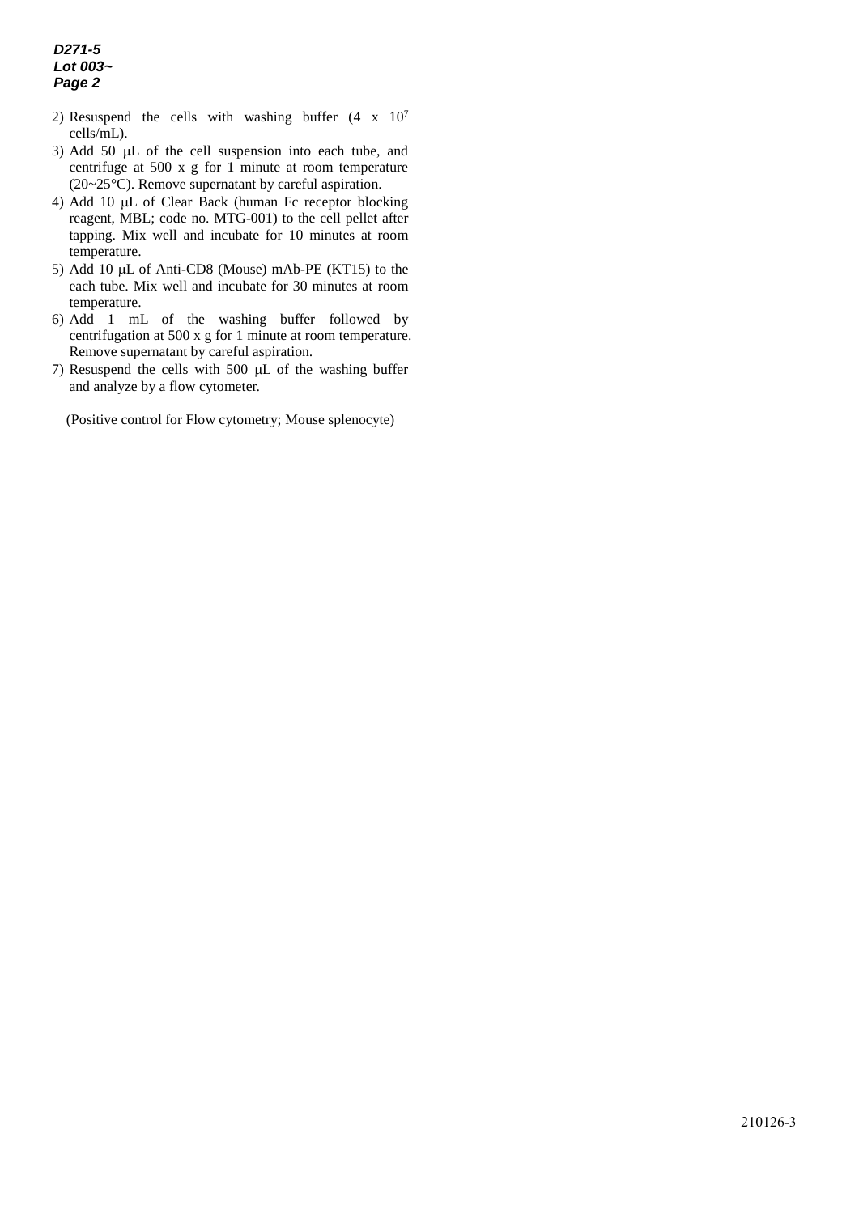2) Resuspend the cells with washing buffer ($4 \times 10^7$ cells/mL).
3) Add 50 μL of the cell suspension into each tube, and centrifuge at 500 x g for 1 minute at room temperature (20~25°C). Remove supernatant by careful aspiration.
4) Add 10 μL of Clear Back (human Fc receptor blocking reagent, MBL; code no. MTG-001) to the cell pellet after tapping. Mix well and incubate for 10 minutes at room temperature.
5) Add 10 μL of Anti-CD8 (Mouse) mAb-PE (KT15) to the each tube. Mix well and incubate for 30 minutes at room temperature.
6) Add 1 mL of the washing buffer followed by centrifugation at 500 x g for 1 minute at room temperature. Remove supernatant by careful aspiration.
7) Resuspend the cells with 500 μL of the washing buffer and analyze by a flow cytometer.

(Positive control for Flow cytometry; Mouse splenocyte)

210126-3